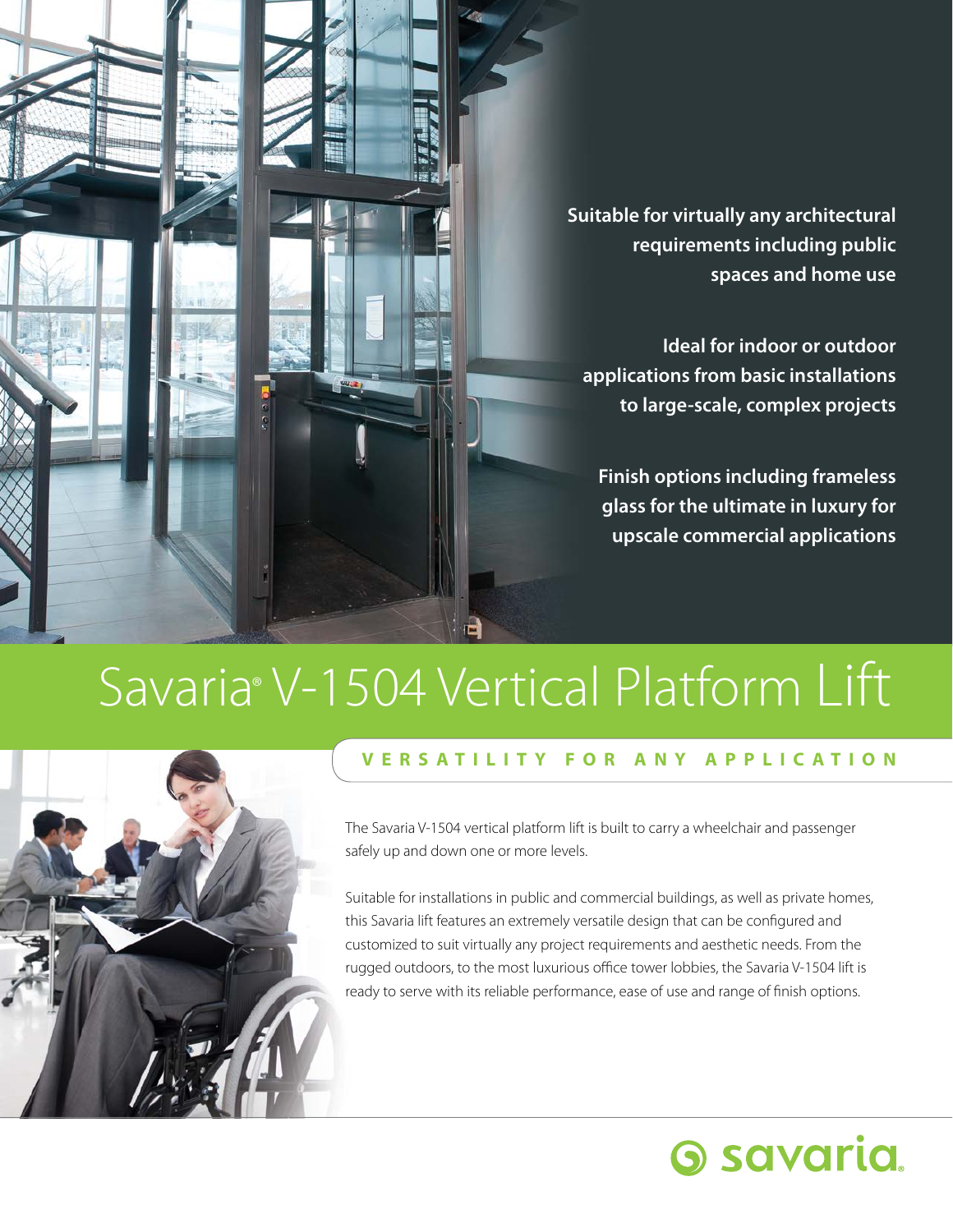**Suitable for virtually any architectural requirements including public spaces and home use**

**Ideal for indoor or outdoor applications from basic installations to large-scale, complex projects**

**Finish options including frameless glass for the ultimate in luxury for upscale commercial applications**

# Savaria® V-1504 Vertical Platform Lift

## VERSATILITY FOR ANY APPLICATION

The Savaria V-1504 vertical platform lift is built to carry a wheelchair and passenger safely up and down one or more levels.

Suitable for installations in public and commercial buildings, as well as private homes, this Savaria lift features an extremely versatile design that can be configured and customized to suit virtually any project requirements and aesthetic needs. From the rugged outdoors, to the most luxurious office tower lobbies, the Savaria V-1504 lift is ready to serve with its reliable performance, ease of use and range of finish options.

savaria®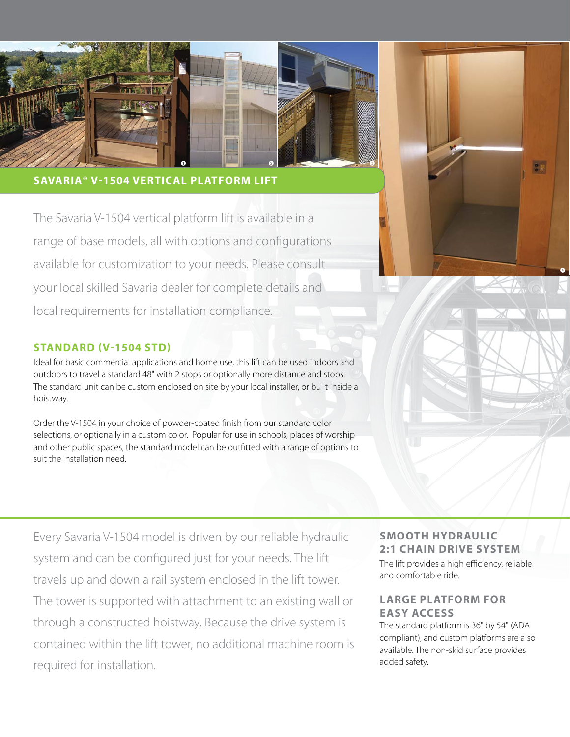## SAVARIA® V-1504 VERTICAL PLATFORM LIFT

The Savaria V-1504 vertical platform lift is available in a range of base models, all with options and configurations available for customization to your needs. Please consult your local skilled Savaria dealer for complete details and local requirements for installation compliance.

### STANDARD (V-1504 STD)

Ideal for basic commercial applications and home use, this lift can be used indoors and outdoors to travel a standard 48" with 2 stops or optionally more distance and stops. The standard unit can be custom enclosed on site by your local installer, or built inside a hoistway.

Order the V-1504 in your choice of powder-coated finish from our standard color selections, or optionally in a custom color. Popular for use in schools, places of worship and other public spaces, the standard model can be outfitted with a range of options to suit the installation need.

Every Savaria V-1504 model is driven by our reliable hydraulic system and can be configured just for your needs. The lift travels up and down a rail system enclosed in the lift tower. The tower is supported with attachment to an existing wall or through a constructed hoistway. Because the drive system is contained within the lift tower, no additional machine room is required for installation.

### SMOOTH HYDRAULIC 2:1 CHAIN DRIVE SYSTEM

The lift provides a high efficiency, reliable and comfortable ride.

### LARGE PLATFORM FOR EASY ACCESS

The standard platform is 36" by 54" (ADA compliant), and custom platforms are also available. The non-skid surface provides added safety.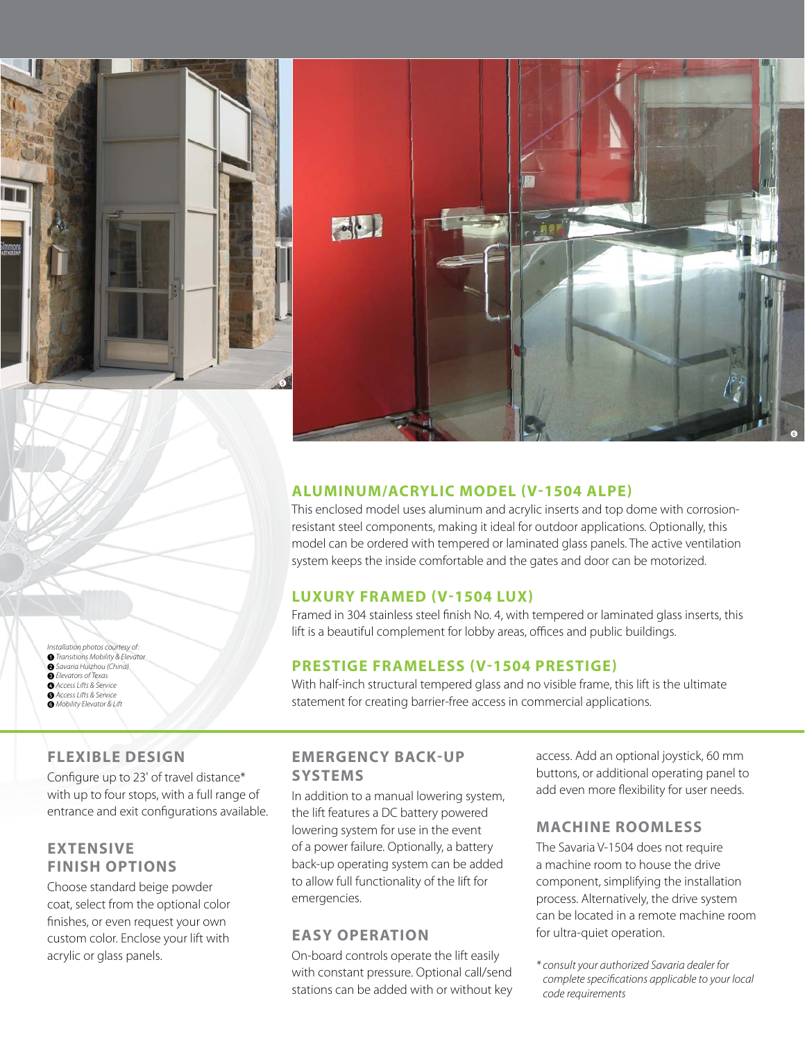## ALUMINUM/ACRYLIC MODEL (V-1504 ALPE)

This enclosed model uses aluminum and acrylic inserts and top dome with corrosion-resistant steel components, making it ideal for outdoor applications. Optionally, this model can be ordered with tempered or laminated glass panels. The active ventilation system keeps the inside comfortable and the gates and door can be motorized.

## LUXURY FRAMED (V-1504 LUX)

Framed in 304 stainless steel finish No. 4, with tempered or laminated glass inserts, this lift is a beautiful complement for lobby areas, offices and public buildings.

## PRESTIGE FRAMELESS (V-1504 PRESTIGE)

With half-inch structural tempered glass and no visible frame, this lift is the ultimate statement for creating barrier-free access in commercial applications.

*Installation photos courtesy of:*
1. *Transitions Mobility & Elevator*
2. *Savaria Huizhou (China)*
3. *Elevators of Texas*
4. *Access Lifts & Service*
5. *Access Lifts & Service*
6. *Mobility Elevator & Lift*

### FLEXIBLE DESIGN

Configure up to 23' of travel distance* with up to four stops, with a full range of entrance and exit configurations available.

### EXTENSIVE FINISH OPTIONS

Choose standard beige powder coat, select from the optional color finishes, or even request your own custom color. Enclose your lift with acrylic or glass panels.

### EMERGENCY BACK-UP SYSTEMS

In addition to a manual lowering system, the lift features a DC battery powered lowering system for use in the event of a power failure. Optionally, a battery back-up operating system can be added to allow full functionality of the lift for emergencies.

### EASY OPERATION

On-board controls operate the lift easily with constant pressure. Optional call/send stations can be added with or without key access. Add an optional joystick, 60 mm buttons, or additional operating panel to add even more flexibility for user needs.

### MACHINE ROOMLESS

The Savaria V-1504 does not require a machine room to house the drive component, simplifying the installation process. Alternatively, the drive system can be located in a remote machine room for ultra-quiet operation.

*\* consult your authorized Savaria dealer for complete specifications applicable to your local code requirements*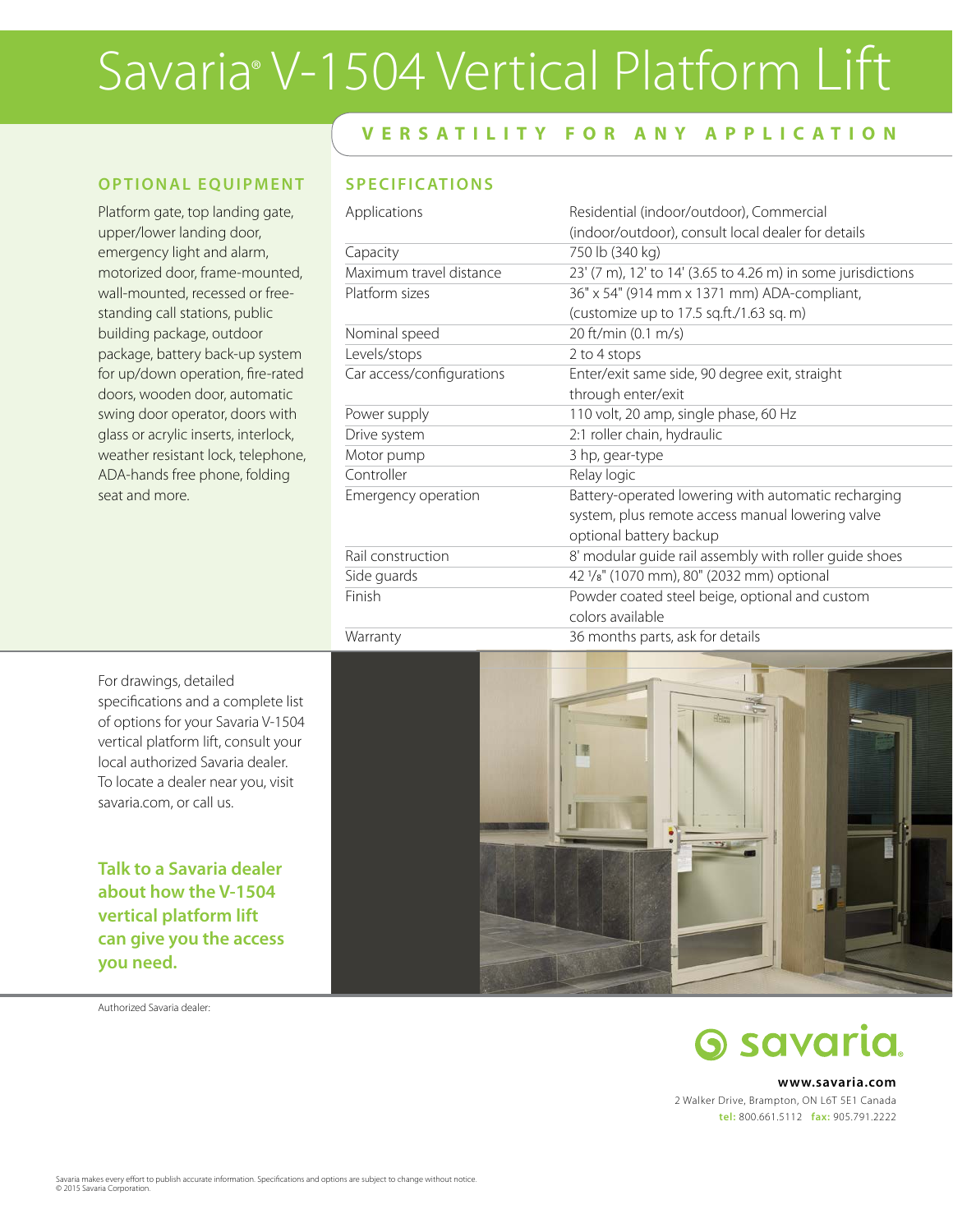# Savaria® V-1504 Vertical Platform Lift

**VERSATILITY FOR ANY APPLICATION**

## OPTIONAL EQUIPMENT

Platform gate, top landing gate, upper/lower landing door, emergency light and alarm, motorized door, frame-mounted, wall-mounted, recessed or free-standing call stations, public building package, outdoor package, battery back-up system for up/down operation, fire-rated doors, wooden door, automatic swing door operator, doors with glass or acrylic inserts, interlock, weather resistant lock, telephone, ADA-hands free phone, folding seat and more.

## SPECIFICATIONS

| | |
|---|---|
| Applications | Residential (indoor/outdoor), Commercial (indoor/outdoor), consult local dealer for details |
| Capacity | 750 lb (340 kg) |
| Maximum travel distance | 23' (7 m), 12' to 14' (3.65 to 4.26 m) in some jurisdictions |
| Platform sizes | 36" x 54" (914 mm x 1371 mm) ADA-compliant, (customize up to 17.5 sq.ft./1.63 sq. m) |
| Nominal speed | 20 ft/min (0.1 m/s) |
| Levels/stops | 2 to 4 stops |
| Car access/configurations | Enter/exit same side, 90 degree exit, straight through enter/exit |
| Power supply | 110 volt, 20 amp, single phase, 60 Hz |
| Drive system | 2:1 roller chain, hydraulic |
| Motor pump | 3 hp, gear-type |
| Controller | Relay logic |
| Emergency operation | Battery-operated lowering with automatic recharging system, plus remote access manual lowering valve optional battery backup |
| Rail construction | 8' modular guide rail assembly with roller guide shoes |
| Side guards | 42 1/8" (1070 mm), 80" (2032 mm) optional |
| Finish | Powder coated steel beige, optional and custom colors available |
| Warranty | 36 months parts, ask for details |

For drawings, detailed specifications and a complete list of options for your Savaria V-1504 vertical platform lift, consult your local authorized Savaria dealer. To locate a dealer near you, visit savaria.com, or call us.

**Talk to a Savaria dealer about how the V-1504 vertical platform lift can give you the access you need.**

Authorized Savaria dealer:

savaria

**www.savaria.com**

2 Walker Drive, Brampton, ON L6T 5E1 Canada

**tel:** 800.661.5112 **fax:** 905.791.2222

Savaria makes every effort to publish accurate information. Specifications and options are subject to change without notice.
© 2015 Savaria Corporation.